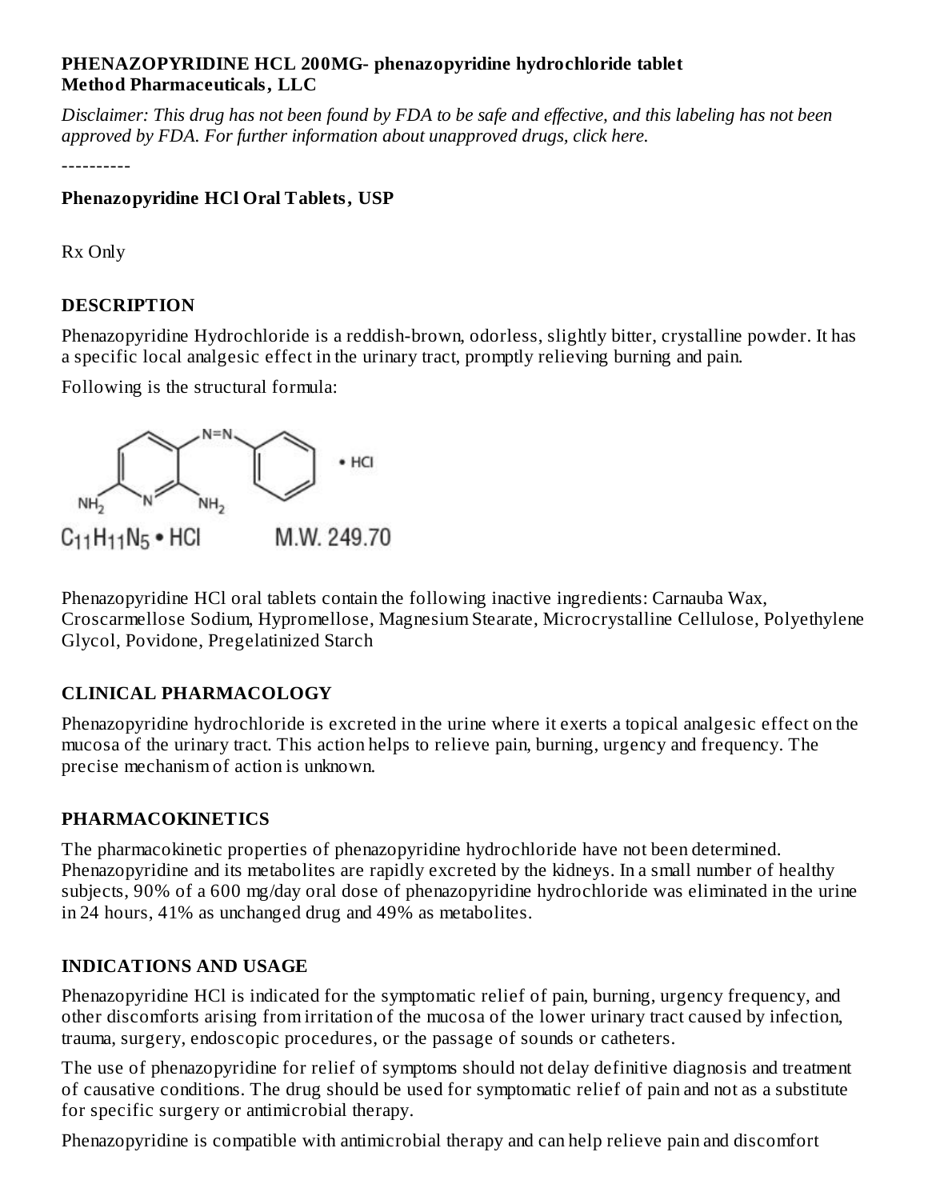**PHENAZOPYRIDINE HCL 200MG- phenazopyridine hydrochloride tablet**
**Method Pharmaceuticals, LLC**

*Disclaimer: This drug has not been found by FDA to be safe and effective, and this labeling has not been approved by FDA. For further information about unapproved drugs, click here.*

----------

**Phenazopyridine HCl Oral Tablets, USP**

Rx Only

## DESCRIPTION

Phenazopyridine Hydrochloride is a reddish-brown, odorless, slightly bitter, crystalline powder. It has a specific local analgesic effect in the urinary tract, promptly relieving burning and pain.

Following is the structural formula:

$C_{11}H_{11}N_5 \cdot HCl$ M.W. 249.70

Phenazopyridine HCl oral tablets contain the following inactive ingredients: Carnauba Wax, Croscarmellose Sodium, Hypromellose, Magnesium Stearate, Microcrystalline Cellulose, Polyethylene Glycol, Povidone, Pregelatinized Starch

## CLINICAL PHARMACOLOGY

Phenazopyridine hydrochloride is excreted in the urine where it exerts a topical analgesic effect on the mucosa of the urinary tract. This action helps to relieve pain, burning, urgency and frequency. The precise mechanism of action is unknown.

## PHARMACOKINETICS

The pharmacokinetic properties of phenazopyridine hydrochloride have not been determined. Phenazopyridine and its metabolites are rapidly excreted by the kidneys. In a small number of healthy subjects, 90% of a 600 mg/day oral dose of phenazopyridine hydrochloride was eliminated in the urine in 24 hours, 41% as unchanged drug and 49% as metabolites.

## INDICATIONS AND USAGE

Phenazopyridine HCl is indicated for the symptomatic relief of pain, burning, urgency frequency, and other discomforts arising from irritation of the mucosa of the lower urinary tract caused by infection, trauma, surgery, endoscopic procedures, or the passage of sounds or catheters.

The use of phenazopyridine for relief of symptoms should not delay definitive diagnosis and treatment of causative conditions. The drug should be used for symptomatic relief of pain and not as a substitute for specific surgery or antimicrobial therapy.

Phenazopyridine is compatible with antimicrobial therapy and can help relieve pain and discomfort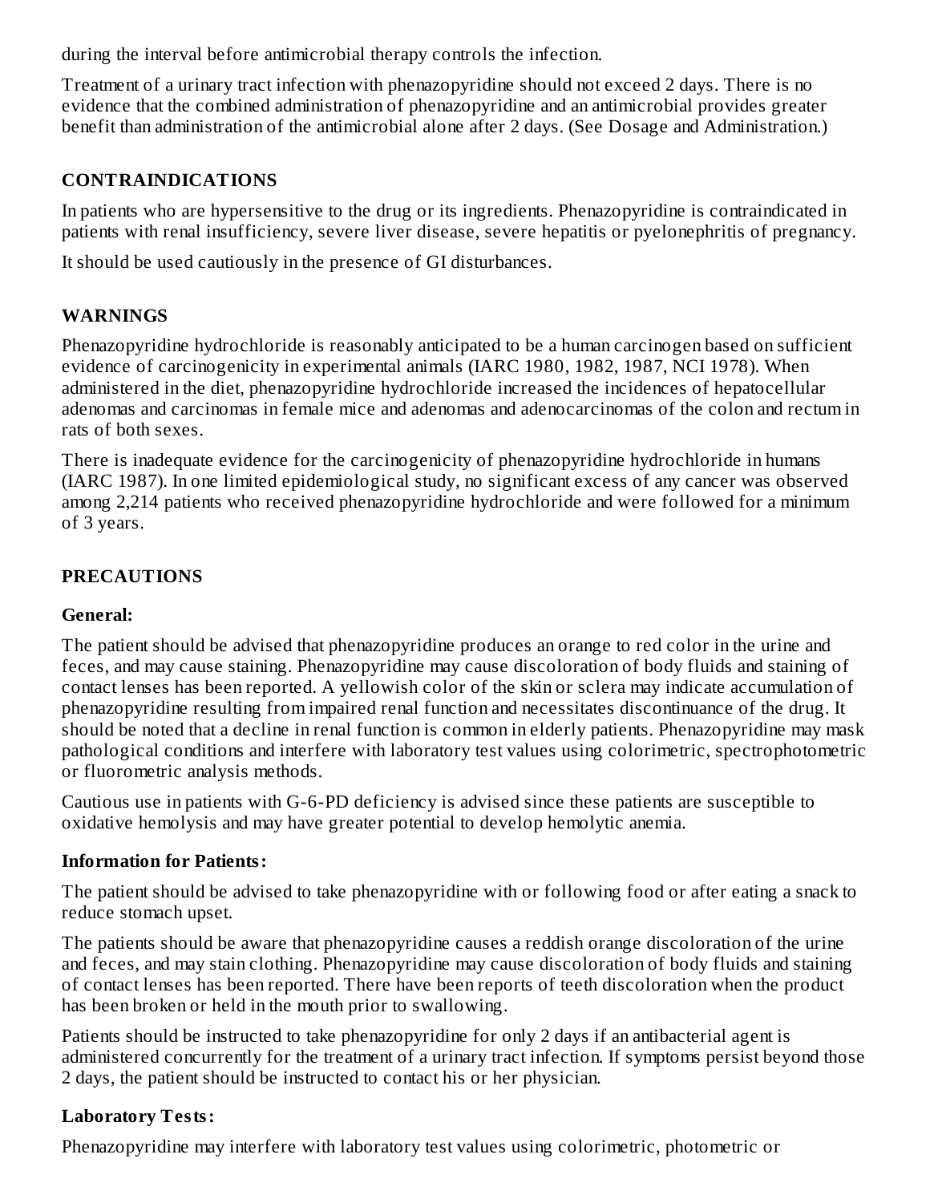during the interval before antimicrobial therapy controls the infection.

Treatment of a urinary tract infection with phenazopyridine should not exceed 2 days. There is no evidence that the combined administration of phenazopyridine and an antimicrobial provides greater benefit than administration of the antimicrobial alone after 2 days. (See Dosage and Administration.)

## CONTRAINDICATIONS

In patients who are hypersensitive to the drug or its ingredients. Phenazopyridine is contraindicated in patients with renal insufficiency, severe liver disease, severe hepatitis or pyelonephritis of pregnancy.

It should be used cautiously in the presence of GI disturbances.

## WARNINGS

Phenazopyridine hydrochloride is reasonably anticipated to be a human carcinogen based on sufficient evidence of carcinogenicity in experimental animals (IARC 1980, 1982, 1987, NCI 1978). When administered in the diet, phenazopyridine hydrochloride increased the incidences of hepatocellular adenomas and carcinomas in female mice and adenomas and adenocarcinomas of the colon and rectum in rats of both sexes.

There is inadequate evidence for the carcinogenicity of phenazopyridine hydrochloride in humans (IARC 1987). In one limited epidemiological study, no significant excess of any cancer was observed among 2,214 patients who received phenazopyridine hydrochloride and were followed for a minimum of 3 years.

## PRECAUTIONS

### General:

The patient should be advised that phenazopyridine produces an orange to red color in the urine and feces, and may cause staining. Phenazopyridine may cause discoloration of body fluids and staining of contact lenses has been reported. A yellowish color of the skin or sclera may indicate accumulation of phenazopyridine resulting from impaired renal function and necessitates discontinuance of the drug. It should be noted that a decline in renal function is common in elderly patients. Phenazopyridine may mask pathological conditions and interfere with laboratory test values using colorimetric, spectrophotometric or fluorometric analysis methods.

Cautious use in patients with G-6-PD deficiency is advised since these patients are susceptible to oxidative hemolysis and may have greater potential to develop hemolytic anemia.

### Information for Patients:

The patient should be advised to take phenazopyridine with or following food or after eating a snack to reduce stomach upset.

The patients should be aware that phenazopyridine causes a reddish orange discoloration of the urine and feces, and may stain clothing. Phenazopyridine may cause discoloration of body fluids and staining of contact lenses has been reported. There have been reports of teeth discoloration when the product has been broken or held in the mouth prior to swallowing.

Patients should be instructed to take phenazopyridine for only 2 days if an antibacterial agent is administered concurrently for the treatment of a urinary tract infection. If symptoms persist beyond those 2 days, the patient should be instructed to contact his or her physician.

### Laboratory Tests:

Phenazopyridine may interfere with laboratory test values using colorimetric, photometric or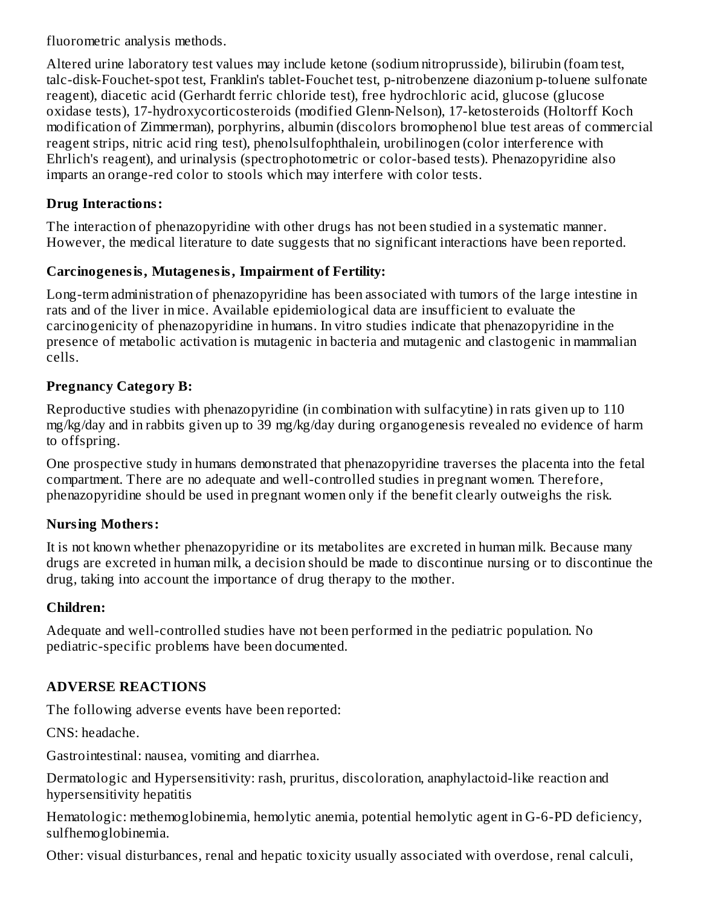fluorometric analysis methods.

Altered urine laboratory test values may include ketone (sodium nitroprusside), bilirubin (foam test, talc-disk-Fouchet-spot test, Franklin's tablet-Fouchet test, p-nitrobenzene diazonium p-toluene sulfonate reagent), diacetic acid (Gerhardt ferric chloride test), free hydrochloric acid, glucose (glucose oxidase tests), 17-hydroxycorticosteroids (modified Glenn-Nelson), 17-ketosteroids (Holtorff Koch modification of Zimmerman), porphyrins, albumin (discolors bromophenol blue test areas of commercial reagent strips, nitric acid ring test), phenolsulfophthalein, urobilinogen (color interference with Ehrlich's reagent), and urinalysis (spectrophotometric or color-based tests). Phenazopyridine also imparts an orange-red color to stools which may interfere with color tests.

**Drug Interactions:**

The interaction of phenazopyridine with other drugs has not been studied in a systematic manner. However, the medical literature to date suggests that no significant interactions have been reported.

**Carcinogenesis, Mutagenesis, Impairment of Fertility:**

Long-term administration of phenazopyridine has been associated with tumors of the large intestine in rats and of the liver in mice. Available epidemiological data are insufficient to evaluate the carcinogenicity of phenazopyridine in humans. In vitro studies indicate that phenazopyridine in the presence of metabolic activation is mutagenic in bacteria and mutagenic and clastogenic in mammalian cells.

**Pregnancy Category B:**

Reproductive studies with phenazopyridine (in combination with sulfacytine) in rats given up to 110 mg/kg/day and in rabbits given up to 39 mg/kg/day during organogenesis revealed no evidence of harm to offspring.

One prospective study in humans demonstrated that phenazopyridine traverses the placenta into the fetal compartment. There are no adequate and well-controlled studies in pregnant women. Therefore, phenazopyridine should be used in pregnant women only if the benefit clearly outweighs the risk.

**Nursing Mothers:**

It is not known whether phenazopyridine or its metabolites are excreted in human milk. Because many drugs are excreted in human milk, a decision should be made to discontinue nursing or to discontinue the drug, taking into account the importance of drug therapy to the mother.

**Children:**

Adequate and well-controlled studies have not been performed in the pediatric population. No pediatric-specific problems have been documented.

## ADVERSE REACTIONS

The following adverse events have been reported:

CNS: headache.

Gastrointestinal: nausea, vomiting and diarrhea.

Dermatologic and Hypersensitivity: rash, pruritus, discoloration, anaphylactoid-like reaction and hypersensitivity hepatitis

Hematologic: methemoglobinemia, hemolytic anemia, potential hemolytic agent in G-6-PD deficiency, sulfhemoglobinemia.

Other: visual disturbances, renal and hepatic toxicity usually associated with overdose, renal calculi,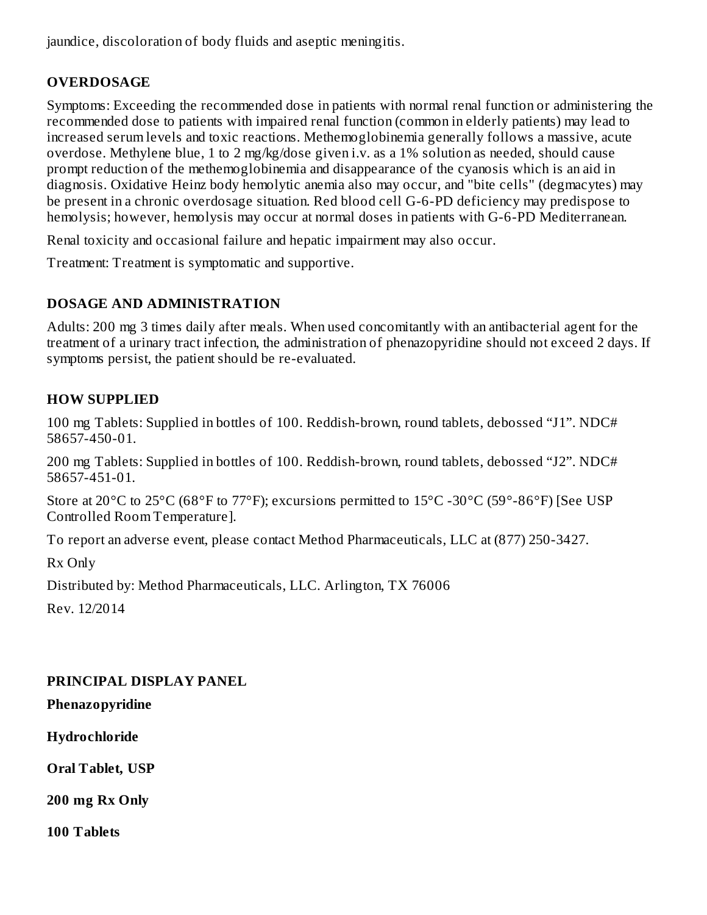jaundice, discoloration of body fluids and aseptic meningitis.

## OVERDOSAGE

Symptoms: Exceeding the recommended dose in patients with normal renal function or administering the recommended dose to patients with impaired renal function (common in elderly patients) may lead to increased serum levels and toxic reactions. Methemoglobinemia generally follows a massive, acute overdose. Methylene blue, 1 to 2 mg/kg/dose given i.v. as a 1% solution as needed, should cause prompt reduction of the methemoglobinemia and disappearance of the cyanosis which is an aid in diagnosis. Oxidative Heinz body hemolytic anemia also may occur, and "bite cells" (degmacytes) may be present in a chronic overdosage situation. Red blood cell G-6-PD deficiency may predispose to hemolysis; however, hemolysis may occur at normal doses in patients with G-6-PD Mediterranean.

Renal toxicity and occasional failure and hepatic impairment may also occur.

Treatment: Treatment is symptomatic and supportive.

## DOSAGE AND ADMINISTRATION

Adults: 200 mg 3 times daily after meals. When used concomitantly with an antibacterial agent for the treatment of a urinary tract infection, the administration of phenazopyridine should not exceed 2 days. If symptoms persist, the patient should be re-evaluated.

## HOW SUPPLIED

100 mg Tablets: Supplied in bottles of 100. Reddish-brown, round tablets, debossed “J1”. NDC# 58657-450-01.

200 mg Tablets: Supplied in bottles of 100. Reddish-brown, round tablets, debossed “J2”. NDC# 58657-451-01.

Store at 20°C to 25°C (68°F to 77°F); excursions permitted to 15°C -30°C (59°-86°F) [See USP Controlled Room Temperature].

To report an adverse event, please contact Method Pharmaceuticals, LLC at (877) 250-3427.

Rx Only

Distributed by: Method Pharmaceuticals, LLC. Arlington, TX 76006

Rev. 12/2014

## PRINCIPAL DISPLAY PANEL

**Phenazopyridine**

**Hydrochloride**

**Oral Tablet, USP**

**200 mg Rx Only**

**100 Tablets**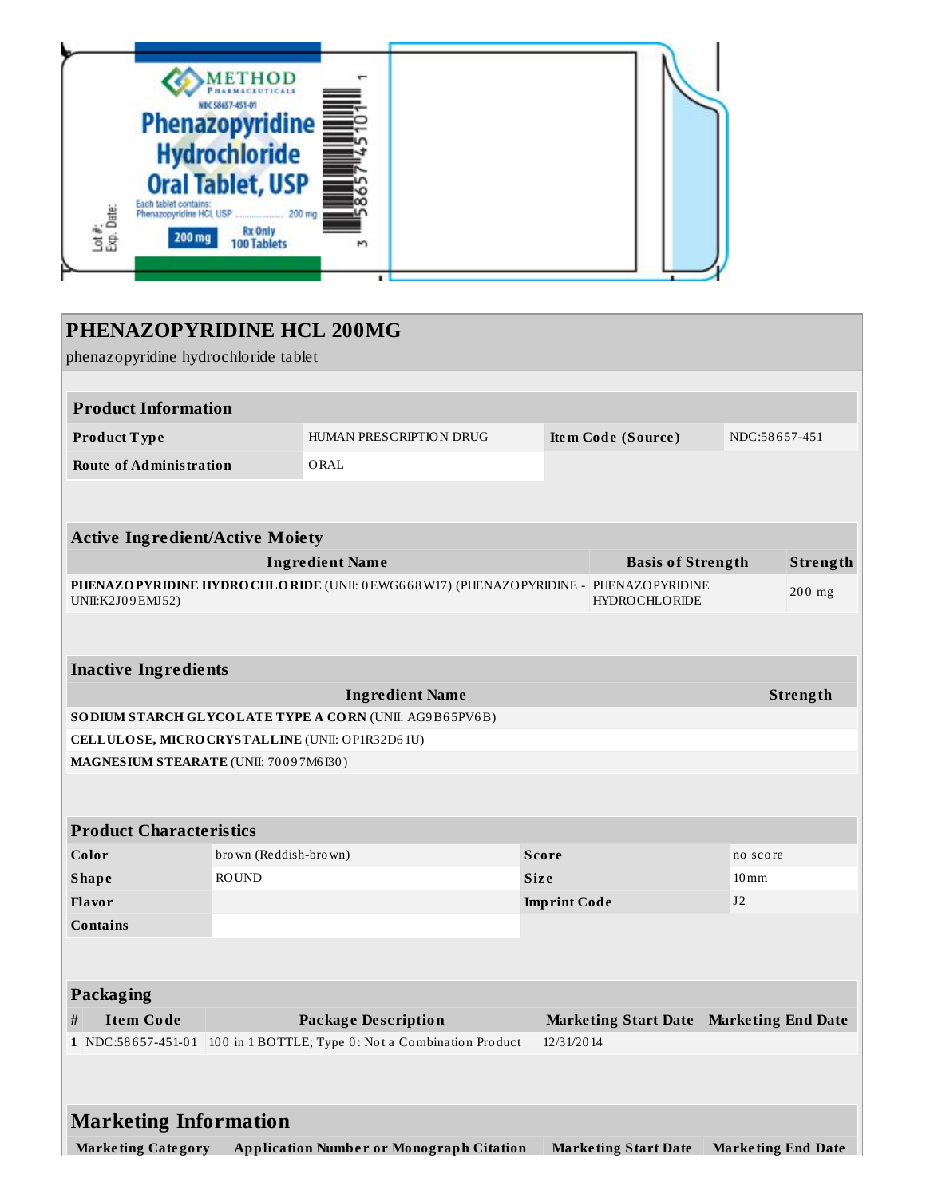METHOD PHARMACEUTICALS

NDC 58657-451-01

**Phenazopyridine Hydrochloride Oral Tablet, USP**

Each tablet contains:
Phenazopyridine HCl, USP .................... 200 mg

200 mg

Rx Only
100 Tablets

Lot #:
Exp. Date:

3 58657 45101 1

# PHENAZOPYRIDINE HCL 200MG

phenazopyridine hydrochloride tablet

| **Product Information** | | | |
|---|---|---|---|
| **Product Type** | HUMAN PRESCRIPTION DRUG | **Item Code (Source)** | NDC:58657-451 |
| **Route of Administration** | ORAL | | |

| **Active Ingredient/Active Moiety** | | |
|---|---|---|
| **Ingredient Name** | **Basis of Strength** | **Strength** |
| **PHENAZOPYRIDINE HYDROCHLORIDE** (UNII: 0EWG668W17) (PHENAZOPYRIDINE - UNII:K2J09EMJ52) | PHENAZOPYRIDINE HYDROCHLORIDE | 200 mg |

| **Inactive Ingredients** | |
|---|---|
| **Ingredient Name** | **Strength** |
| **SODIUM STARCH GLYCOLATE TYPE A CORN** (UNII: AG9B65PV6B) | |
| **CELLULOSE, MICROCRYSTALLINE** (UNII: OP1R32D61U) | |
| **MAGNESIUM STEARATE** (UNII: 70097M6I30) | |

| **Product Characteristics** | | | |
|---|---|---|---|
| **Color** | brown (Reddish-brown) | **Score** | no score |
| **Shape** | ROUND | **Size** | 10mm |
| **Flavor** | | **Imprint Code** | J2 |
| **Contains** | | | |

| **Packaging** | | | | |
|---|---|---|---|---|
| **#** | **Item Code** | **Package Description** | **Marketing Start Date** | **Marketing End Date** |
| 1 | NDC:58657-451-01 | 100 in 1 BOTTLE; Type 0: Not a Combination Product | 12/31/2014 | |

| **Marketing Information** | | | |
|---|---|---|---|
| **Marketing Category** | **Application Number or Monograph Citation** | **Marketing Start Date** | **Marketing End Date** |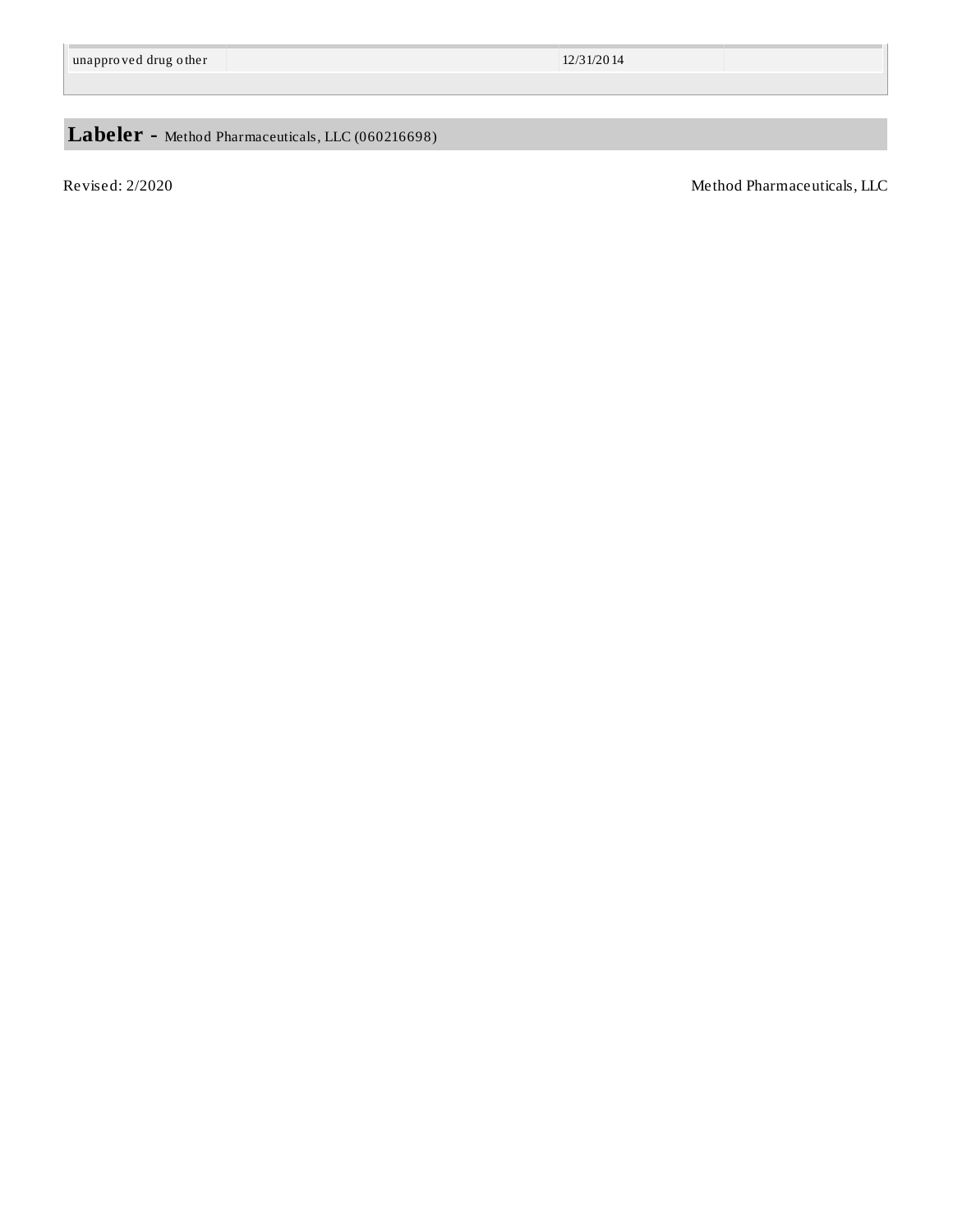| | | | |
|---|---|---|---|
| unapproved drug other | | 12/31/2014 | |

## **Labeler -** Method Pharmaceuticals, LLC (060216698)

Revised: 2/2020

Method Pharmaceuticals, LLC